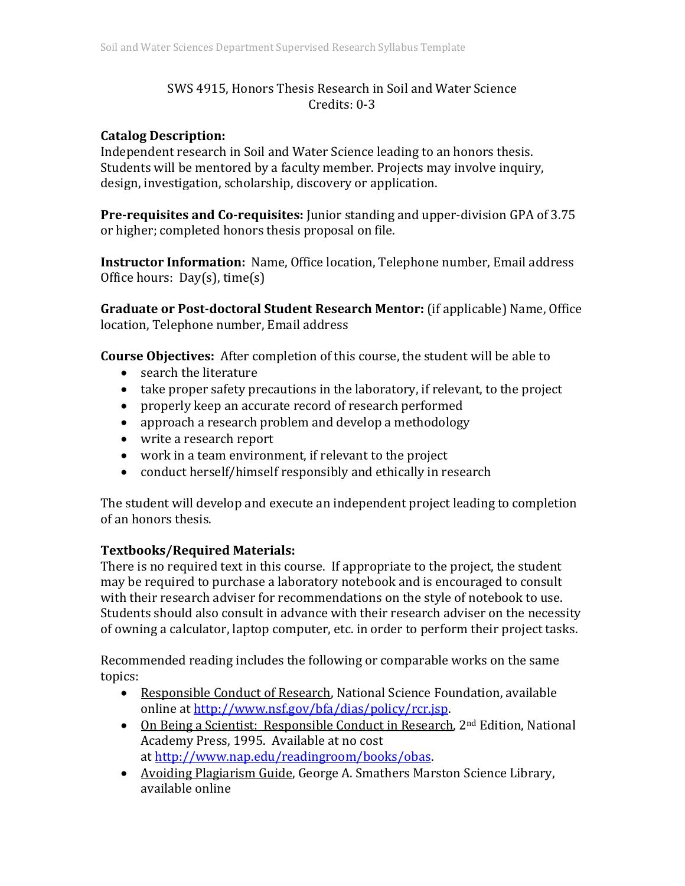# SWS 4915, Honors Thesis Research in Soil and Water Science
Credits: 0-3

**Catalog Description:**
Independent research in Soil and Water Science leading to an honors thesis. Students will be mentored by a faculty member. Projects may involve inquiry, design, investigation, scholarship, discovery or application.

**Pre-requisites and Co-requisites:** Junior standing and upper-division GPA of 3.75 or higher; completed honors thesis proposal on file.

**Instructor Information:** Name, Office location, Telephone number, Email address
Office hours: Day(s), time(s)

**Graduate or Post-doctoral Student Research Mentor:** (if applicable) Name, Office location, Telephone number, Email address

**Course Objectives:** After completion of this course, the student will be able to

- search the literature
- take proper safety precautions in the laboratory, if relevant, to the project
- properly keep an accurate record of research performed
- approach a research problem and develop a methodology
- write a research report
- work in a team environment, if relevant to the project
- conduct herself/himself responsibly and ethically in research

The student will develop and execute an independent project leading to completion of an honors thesis.

**Textbooks/Required Materials:**
There is no required text in this course. If appropriate to the project, the student may be required to purchase a laboratory notebook and is encouraged to consult with their research adviser for recommendations on the style of notebook to use. Students should also consult in advance with their research adviser on the necessity of owning a calculator, laptop computer, etc. in order to perform their project tasks.

Recommended reading includes the following or comparable works on the same topics:

- Responsible Conduct of Research, National Science Foundation, available online at http://www.nsf.gov/bfa/dias/policy/rcr.jsp.
- On Being a Scientist: Responsible Conduct in Research, 2nd Edition, National Academy Press, 1995. Available at no cost at http://www.nap.edu/readingroom/books/obas.
- Avoiding Plagiarism Guide, George A. Smathers Marston Science Library, available online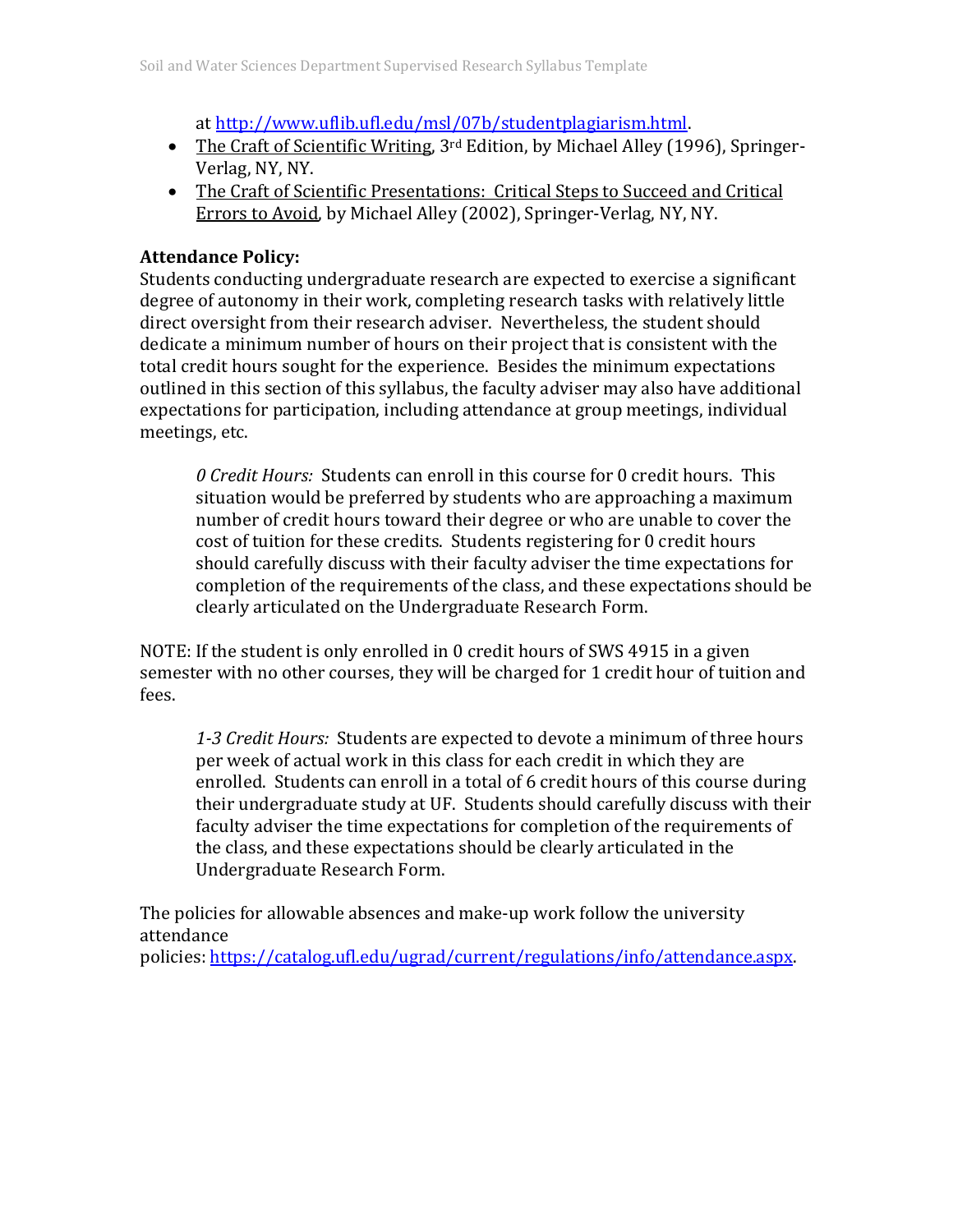at http://www.uflib.ufl.edu/msl/07b/studentplagiarism.html.

- The Craft of Scientific Writing, 3rd Edition, by Michael Alley (1996), Springer-Verlag, NY, NY.
- The Craft of Scientific Presentations: Critical Steps to Succeed and Critical Errors to Avoid, by Michael Alley (2002), Springer-Verlag, NY, NY.

**Attendance Policy:**
Students conducting undergraduate research are expected to exercise a significant degree of autonomy in their work, completing research tasks with relatively little direct oversight from their research adviser. Nevertheless, the student should dedicate a minimum number of hours on their project that is consistent with the total credit hours sought for the experience. Besides the minimum expectations outlined in this section of this syllabus, the faculty adviser may also have additional expectations for participation, including attendance at group meetings, individual meetings, etc.

> *0 Credit Hours:* Students can enroll in this course for 0 credit hours. This situation would be preferred by students who are approaching a maximum number of credit hours toward their degree or who are unable to cover the cost of tuition for these credits. Students registering for 0 credit hours should carefully discuss with their faculty adviser the time expectations for completion of the requirements of the class, and these expectations should be clearly articulated on the Undergraduate Research Form.

NOTE: If the student is only enrolled in 0 credit hours of SWS 4915 in a given semester with no other courses, they will be charged for 1 credit hour of tuition and fees.

> *1-3 Credit Hours:* Students are expected to devote a minimum of three hours per week of actual work in this class for each credit in which they are enrolled. Students can enroll in a total of 6 credit hours of this course during their undergraduate study at UF. Students should carefully discuss with their faculty adviser the time expectations for completion of the requirements of the class, and these expectations should be clearly articulated in the Undergraduate Research Form.

The policies for allowable absences and make-up work follow the university attendance policies: https://catalog.ufl.edu/ugrad/current/regulations/info/attendance.aspx.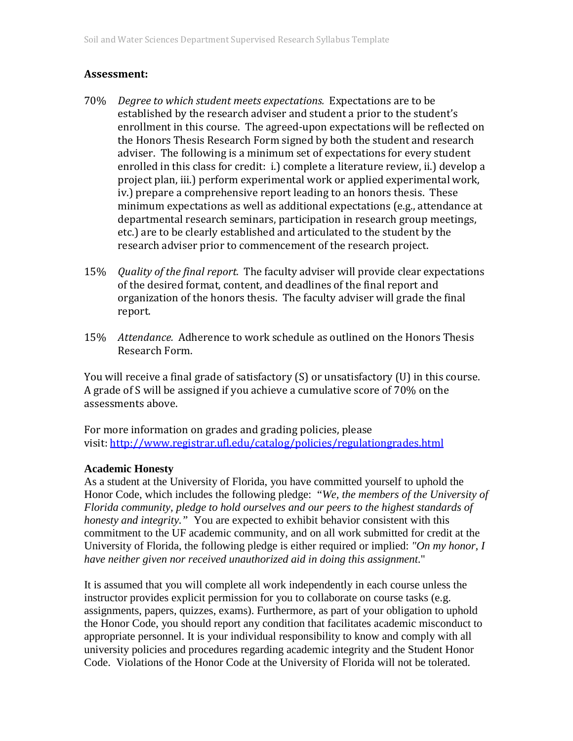## Assessment:

70% *Degree to which student meets expectations.* Expectations are to be established by the research adviser and student a prior to the student's enrollment in this course. The agreed-upon expectations will be reflected on the Honors Thesis Research Form signed by both the student and research adviser. The following is a minimum set of expectations for every student enrolled in this class for credit: i.) complete a literature review, ii.) develop a project plan, iii.) perform experimental work or applied experimental work, iv.) prepare a comprehensive report leading to an honors thesis. These minimum expectations as well as additional expectations (e.g., attendance at departmental research seminars, participation in research group meetings, etc.) are to be clearly established and articulated to the student by the research adviser prior to commencement of the research project.

15% *Quality of the final report.* The faculty adviser will provide clear expectations of the desired format, content, and deadlines of the final report and organization of the honors thesis. The faculty adviser will grade the final report.

15% *Attendance.* Adherence to work schedule as outlined on the Honors Thesis Research Form.

You will receive a final grade of satisfactory (S) or unsatisfactory (U) in this course. A grade of S will be assigned if you achieve a cumulative score of 70% on the assessments above.

For more information on grades and grading policies, please visit: http://www.registrar.ufl.edu/catalog/policies/regulationgrades.html

**Academic Honesty**

As a student at the University of Florida, you have committed yourself to uphold the Honor Code, which includes the following pledge: "*We, the members of the University of Florida community, pledge to hold ourselves and our peers to the highest standards of honesty and integrity.*" You are expected to exhibit behavior consistent with this commitment to the UF academic community, and on all work submitted for credit at the University of Florida, the following pledge is either required or implied: *"On my honor, I have neither given nor received unauthorized aid in doing this assignment."*

It is assumed that you will complete all work independently in each course unless the instructor provides explicit permission for you to collaborate on course tasks (e.g. assignments, papers, quizzes, exams). Furthermore, as part of your obligation to uphold the Honor Code, you should report any condition that facilitates academic misconduct to appropriate personnel. It is your individual responsibility to know and comply with all university policies and procedures regarding academic integrity and the Student Honor Code. Violations of the Honor Code at the University of Florida will not be tolerated.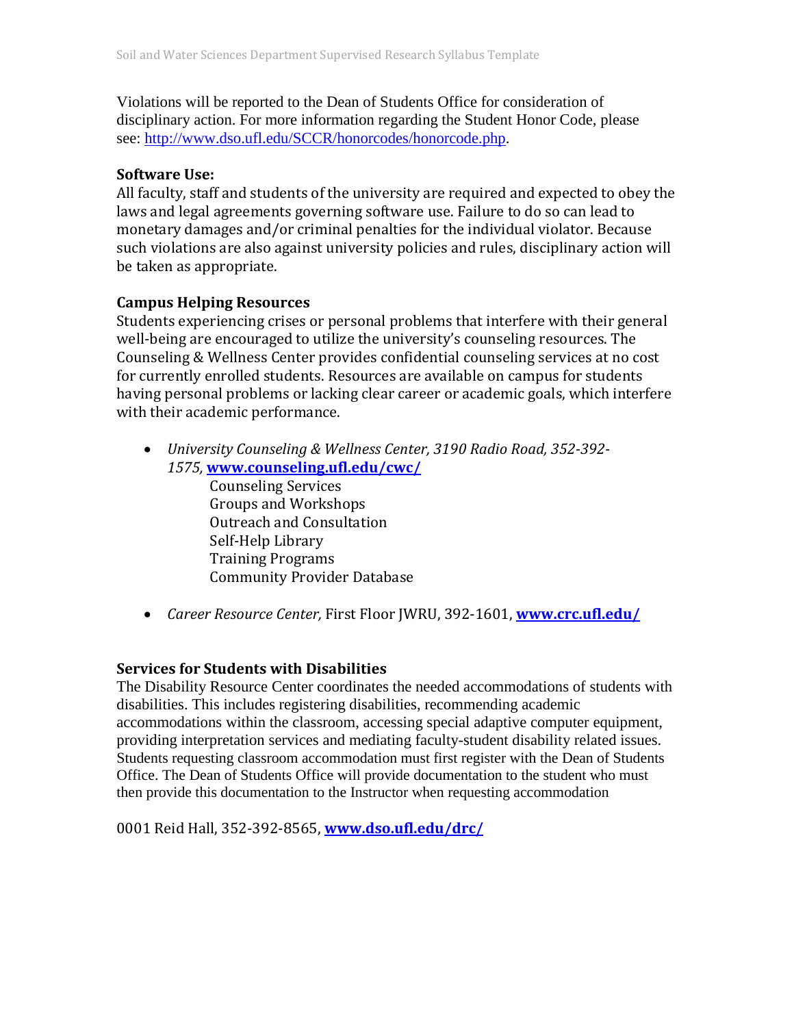Violations will be reported to the Dean of Students Office for consideration of disciplinary action. For more information regarding the Student Honor Code, please see: [http://www.dso.ufl.edu/SCCR/honorcodes/honorcode.php](http://www.dso.ufl.edu/SCCR/honorcodes/honorcode.php).

**Software Use:**

All faculty, staff and students of the university are required and expected to obey the laws and legal agreements governing software use. Failure to do so can lead to monetary damages and/or criminal penalties for the individual violator. Because such violations are also against university policies and rules, disciplinary action will be taken as appropriate.

**Campus Helping Resources**

Students experiencing crises or personal problems that interfere with their general well-being are encouraged to utilize the university's counseling resources. The Counseling & Wellness Center provides confidential counseling services at no cost for currently enrolled students. Resources are available on campus for students having personal problems or lacking clear career or academic goals, which interfere with their academic performance.

- *University Counseling & Wellness Center, 3190 Radio Road, 352-392-1575,* **[www.counseling.ufl.edu/cwc/](http://www.counseling.ufl.edu/cwc/)**
  - Counseling Services
  - Groups and Workshops
  - Outreach and Consultation
  - Self-Help Library
  - Training Programs
  - Community Provider Database
- *Career Resource Center,* First Floor JWRU, 392-1601, **[www.crc.ufl.edu/](http://www.crc.ufl.edu/)**

**Services for Students with Disabilities**

The Disability Resource Center coordinates the needed accommodations of students with disabilities. This includes registering disabilities, recommending academic accommodations within the classroom, accessing special adaptive computer equipment, providing interpretation services and mediating faculty-student disability related issues. Students requesting classroom accommodation must first register with the Dean of Students Office. The Dean of Students Office will provide documentation to the student who must then provide this documentation to the Instructor when requesting accommodation

0001 Reid Hall, 352-392-8565, **[www.dso.ufl.edu/drc/](http://www.dso.ufl.edu/drc/)**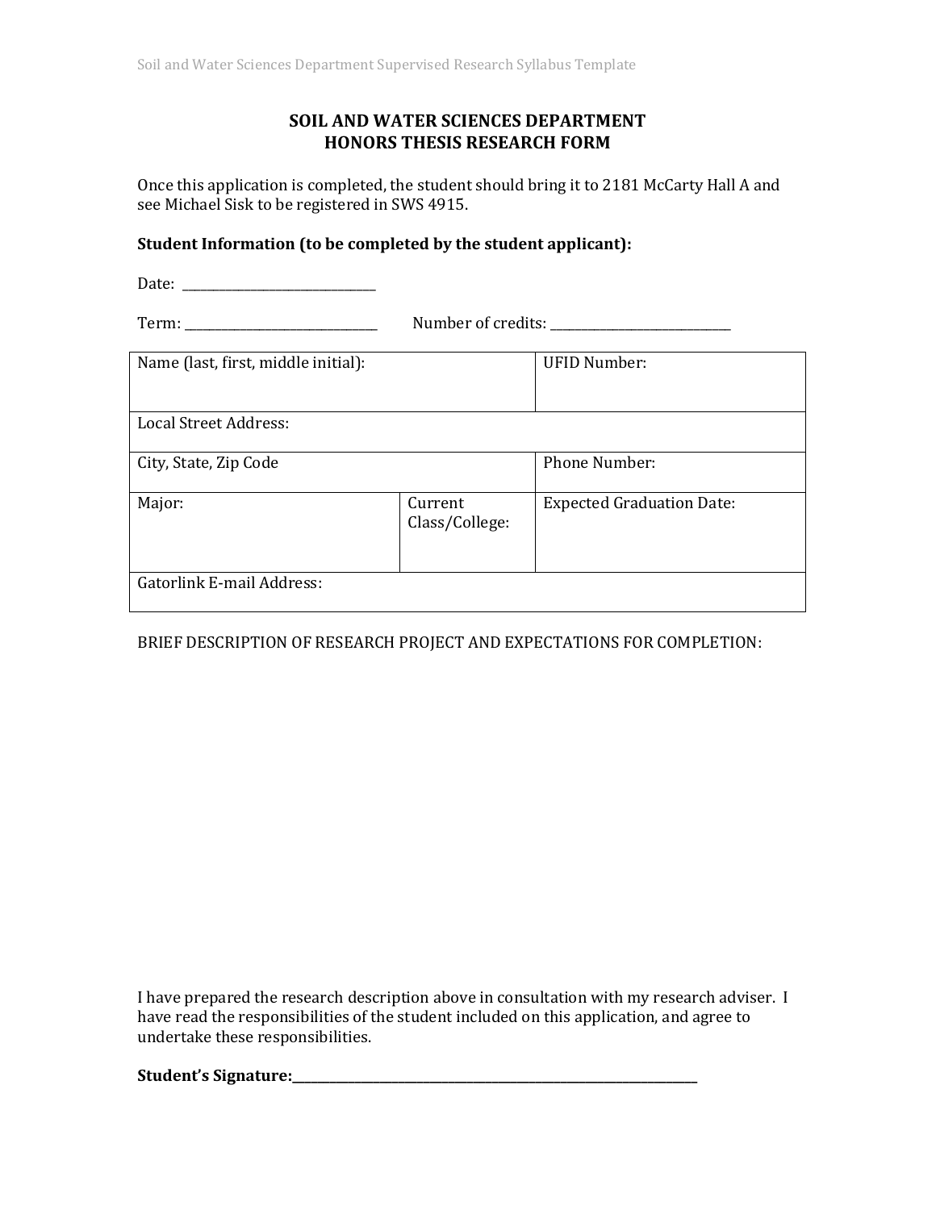# SOIL AND WATER SCIENCES DEPARTMENT
# HONORS THESIS RESEARCH FORM

Once this application is completed, the student should bring it to 2181 McCarty Hall A and see Michael Sisk to be registered in SWS 4915.

**Student Information (to be completed by the student applicant):**

Date: ______________________________

Term: ______________________________ Number of credits: ____________________________

| Name (last, first, middle initial): | | UFID Number: |
|---|---|---|
| Local Street Address: | | |
| City, State, Zip Code | | Phone Number: |
| Major: | Current Class/College: | Expected Graduation Date: |
| Gatorlink E-mail Address: | | |

BRIEF DESCRIPTION OF RESEARCH PROJECT AND EXPECTATIONS FOR COMPLETION:

I have prepared the research description above in consultation with my research adviser. I have read the responsibilities of the student included on this application, and agree to undertake these responsibilities.

**Student's Signature:_______________________________________________________________**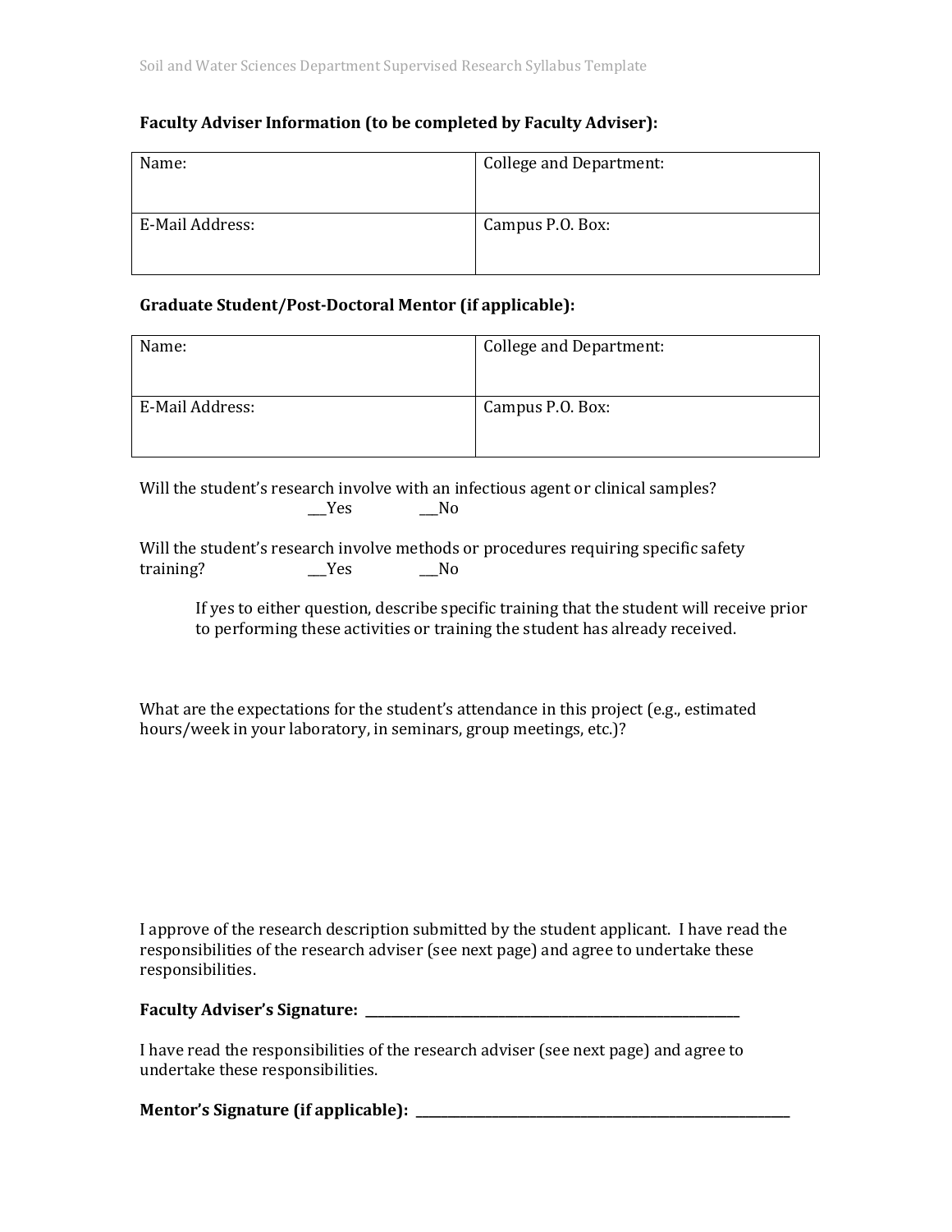**Faculty Adviser Information (to be completed by Faculty Adviser):**

| Name: | College and Department: |
|---|---|
| E-Mail Address: | Campus P.O. Box: |

**Graduate Student/Post-Doctoral Mentor (if applicable):**

| Name: | College and Department: |
|---|---|
| E-Mail Address: | Campus P.O. Box: |

Will the student's research involve with an infectious agent or clinical samples?
___Yes ___No

Will the student's research involve methods or procedures requiring specific safety training? ___Yes ___No

If yes to either question, describe specific training that the student will receive prior to performing these activities or training the student has already received.

What are the expectations for the student's attendance in this project (e.g., estimated hours/week in your laboratory, in seminars, group meetings, etc.)?

I approve of the research description submitted by the student applicant. I have read the responsibilities of the research adviser (see next page) and agree to undertake these responsibilities.

**Faculty Adviser's Signature:** ________________________________________

I have read the responsibilities of the research adviser (see next page) and agree to undertake these responsibilities.

**Mentor's Signature (if applicable):** ________________________________________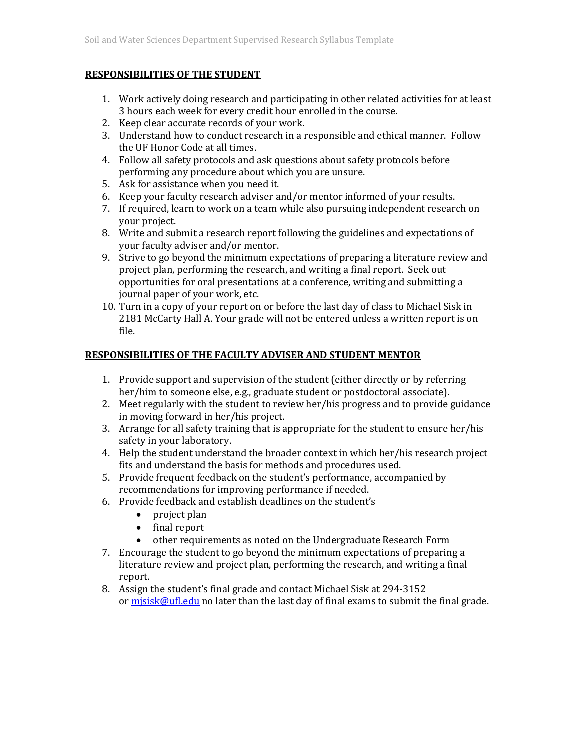**RESPONSIBILITIES OF THE STUDENT**

1. Work actively doing research and participating in other related activities for at least 3 hours each week for every credit hour enrolled in the course.
2. Keep clear accurate records of your work.
3. Understand how to conduct research in a responsible and ethical manner. Follow the UF Honor Code at all times.
4. Follow all safety protocols and ask questions about safety protocols before performing any procedure about which you are unsure.
5. Ask for assistance when you need it.
6. Keep your faculty research adviser and/or mentor informed of your results.
7. If required, learn to work on a team while also pursuing independent research on your project.
8. Write and submit a research report following the guidelines and expectations of your faculty adviser and/or mentor.
9. Strive to go beyond the minimum expectations of preparing a literature review and project plan, performing the research, and writing a final report. Seek out opportunities for oral presentations at a conference, writing and submitting a journal paper of your work, etc.
10. Turn in a copy of your report on or before the last day of class to Michael Sisk in 2181 McCarty Hall A. Your grade will not be entered unless a written report is on file.

**RESPONSIBILITIES OF THE FACULTY ADVISER AND STUDENT MENTOR**

1. Provide support and supervision of the student (either directly or by referring her/him to someone else, e.g., graduate student or postdoctoral associate).
2. Meet regularly with the student to review her/his progress and to provide guidance in moving forward in her/his project.
3. Arrange for <u>all</u> safety training that is appropriate for the student to ensure her/his safety in your laboratory.
4. Help the student understand the broader context in which her/his research project fits and understand the basis for methods and procedures used.
5. Provide frequent feedback on the student's performance, accompanied by recommendations for improving performance if needed.
6. Provide feedback and establish deadlines on the student's
   - project plan
   - final report
   - other requirements as noted on the Undergraduate Research Form
7. Encourage the student to go beyond the minimum expectations of preparing a literature review and project plan, performing the research, and writing a final report.
8. Assign the student's final grade and contact Michael Sisk at 294-3152 or [mjsisk@ufl.edu](mailto:mjsisk@ufl.edu) no later than the last day of final exams to submit the final grade.